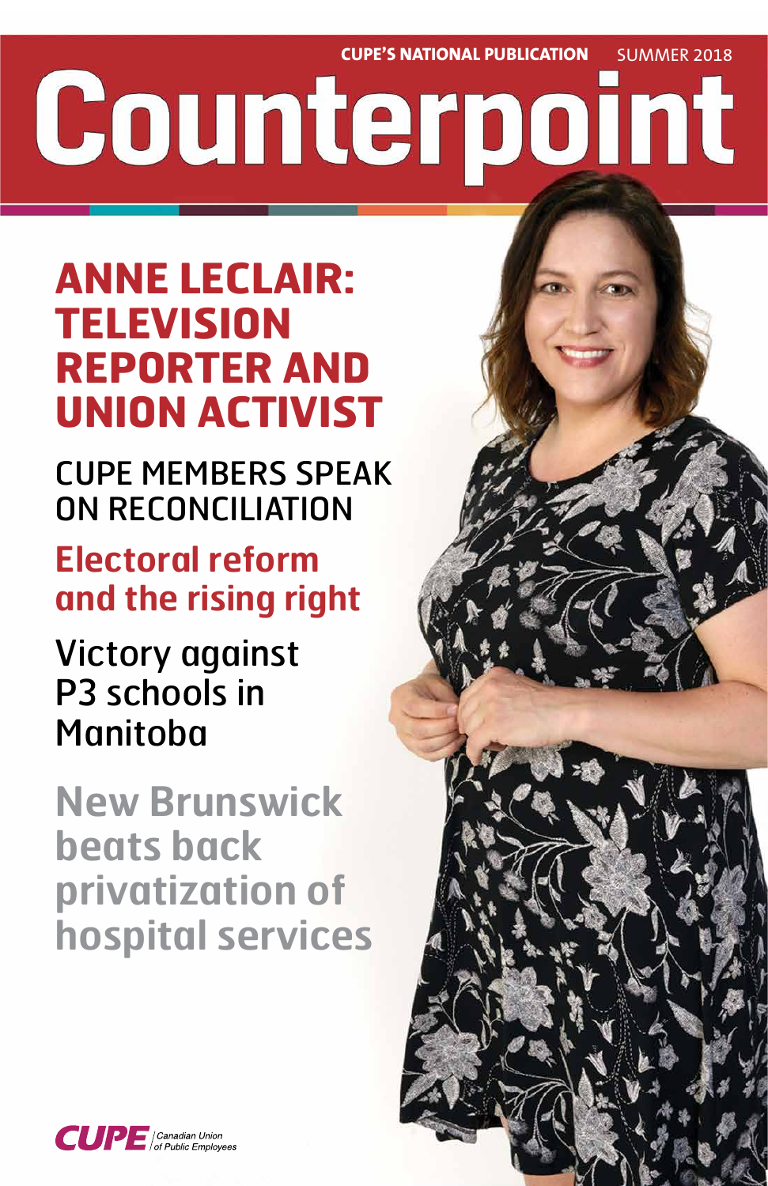CUPE'S NATIONAL PUBLICATION SUMMER 2018

# Counterpoint

## ANNE LECLAIR: TELEVISION REPORTER AND UNION ACTIVIST

CUPE MEMBERS SPEAK ON RECONCILIATION

**Electoral reform and the rising right**

Victory against P3 schools in Manitoba

**New Brunswick beats back privatization of hospital services**

CUPE Canadian Union of Public Employees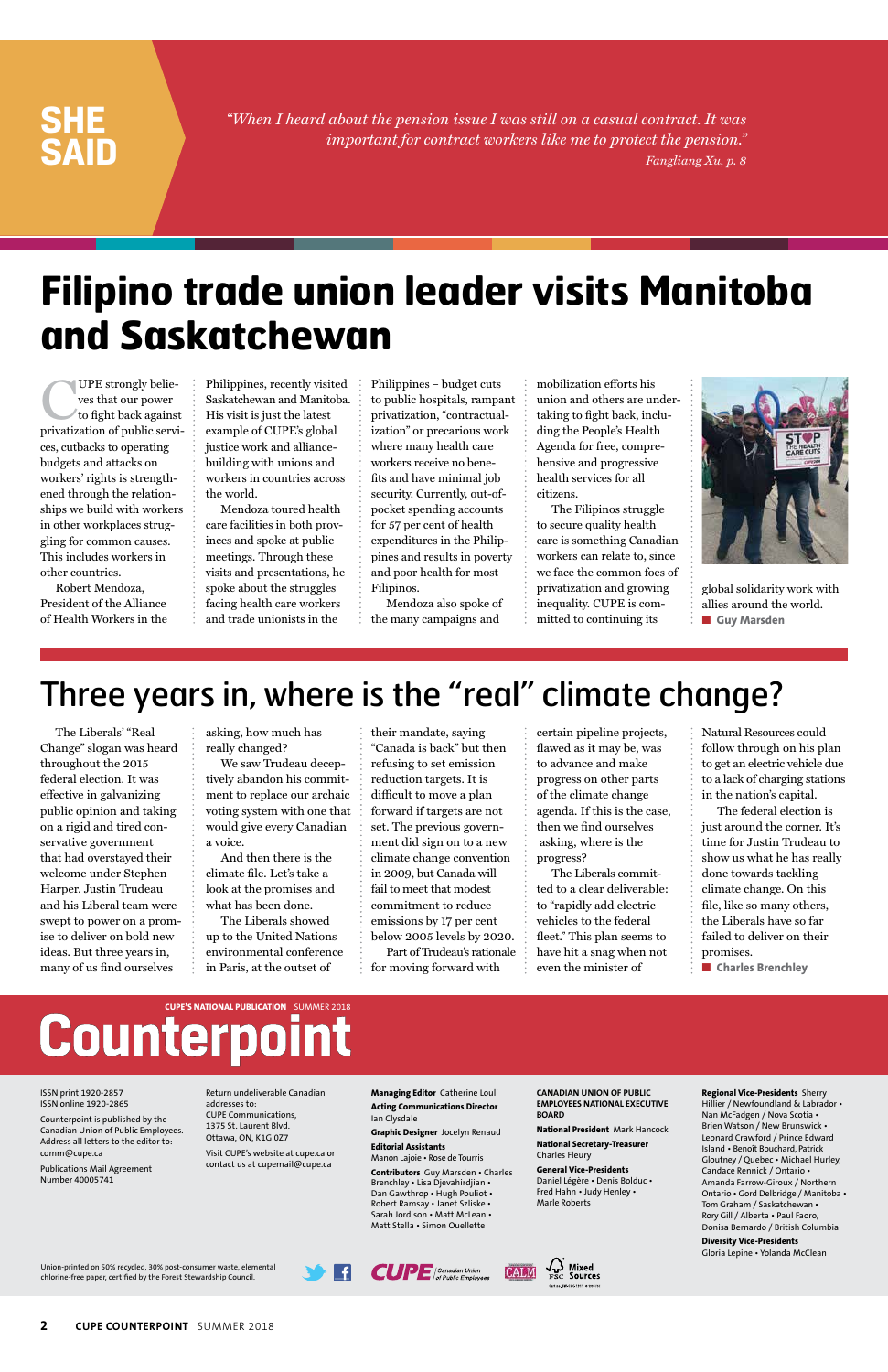## SHE SAID

*"When I heard about the pension issue I was still on a casual contract. It was important for contract workers like me to protect the pension."*
*Fangliang Xu, p. 8*

# Filipino trade union leader visits Manitoba and Saskatchewan

CUPE strongly believes that our power to fight back against privatization of public services, cutbacks to operating budgets and attacks on workers' rights is strengthened through the relationships we build with workers in other workplaces struggling for common causes. This includes workers in other countries.

Robert Mendoza, President of the Alliance of Health Workers in the Philippines, recently visited Saskatchewan and Manitoba. His visit is just the latest example of CUPE's global justice work and alliance-building with unions and workers in countries across the world.

Mendoza toured health care facilities in both provinces and spoke at public meetings. Through these visits and presentations, he spoke about the struggles facing health care workers and trade unionists in the Philippines – budget cuts to public hospitals, rampant privatization, "contractualization" or precarious work where many health care workers receive no benefits and have minimal job security. Currently, out-of-pocket spending accounts for 57 per cent of health expenditures in the Philippines and results in poverty and poor health for most Filipinos.

Mendoza also spoke of the many campaigns and mobilization efforts his union and others are undertaking to fight back, including the People's Health Agenda for free, comprehensive and progressive health services for all citizens.

The Filipinos struggle to secure quality health care is something Canadian workers can relate to, since we face the common foes of privatization and growing inequality. CUPE is committed to continuing its global solidarity work with allies around the world.

■ **Guy Marsden**

# Three years in, where is the "real" climate change?

The Liberals' "Real Change" slogan was heard throughout the 2015 federal election. It was effective in galvanizing public opinion and taking on a rigid and tired conservative government that had overstayed their welcome under Stephen Harper. Justin Trudeau and his Liberal team were swept to power on a promise to deliver on bold new ideas. But three years in, many of us find ourselves asking, how much has really changed?

We saw Trudeau deceptively abandon his commitment to replace our archaic voting system with one that would give every Canadian a voice.

And then there is the climate file. Let's take a look at the promises and what has been done.

The Liberals showed up to the United Nations environmental conference in Paris, at the outset of their mandate, saying "Canada is back" but then refusing to set emission reduction targets. It is difficult to move a plan forward if targets are not set. The previous government did sign on to a new climate change convention in 2009, but Canada will fail to meet that modest commitment to reduce emissions by 17 per cent below 2005 levels by 2020.

Part of Trudeau's rationale for moving forward with certain pipeline projects, flawed as it may be, was to advance and make progress on other parts of the climate change agenda. If this is the case, then we find ourselves asking, where is the progress?

The Liberals committed to a clear deliverable: to "rapidly add electric vehicles to the federal fleet." This plan seems to have hit a snag when not even the minister of Natural Resources could follow through on his plan to get an electric vehicle due to a lack of charging stations in the nation's capital.

The federal election is just around the corner. It's time for Justin Trudeau to show us what he has really done towards tackling climate change. On this file, like so many others, the Liberals have so far failed to deliver on their promises.

■ **Charles Brenchley**

---

**CUPE'S NATIONAL PUBLICATION** SUMMER 2018

# Counterpoint

ISSN print 1920-2857
ISSN online 1920-2865

Counterpoint is published by the Canadian Union of Public Employees. Address all letters to the editor to: comm@cupe.ca

Publications Mail Agreement Number 40005741

Return undeliverable Canadian addresses to:
CUPE Communications,
1375 St. Laurent Blvd.
Ottawa, ON, K1G 0Z7

Visit CUPE's website at cupe.ca or contact us at cupemail@cupe.ca

**Managing Editor** Catherine Louli
**Acting Communications Director** Ian Clysdale
**Graphic Designer** Jocelyn Renaud
**Editorial Assistants** Manon Lajoie • Rose de Tourris
**Contributors** Guy Marsden • Charles Brenchley • Lisa Djevahirdjian • Dan Gawthrop • Hugh Pouliot • Robert Ramsay • Janet Szliske • Sarah Jordison • Matt McLean • Matt Stella • Simon Ouellette

**CANADIAN UNION OF PUBLIC EMPLOYEES NATIONAL EXECUTIVE BOARD**
**National President** Mark Hancock
**National Secretary-Treasurer** Charles Fleury
**General Vice-Presidents** Daniel Légère • Denis Bolduc • Fred Hahn • Judy Henley • Marle Roberts

**Regional Vice-Presidents** Sherry Hillier / Newfoundland & Labrador • Nan McFadgen / Nova Scotia • Brien Watson / New Brunswick • Leonard Crawford / Prince Edward Island • Benoît Bouchard, Patrick Gloutney / Quebec • Michael Hurley, Candace Rennick / Ontario • Amanda Farrow-Giroux / Northern Ontario • Gord Delbridge / Manitoba • Tom Graham / Saskatchewan • Rory Gill / Alberta • Paul Faoro, Donisa Bernardo / British Columbia
**Diversity Vice-Presidents** Gloria Lepine • Yolanda McClean

Union-printed on 50% recycled, 30% post-consumer waste, elemental chlorine-free paper, certified by the Forest Stewardship Council.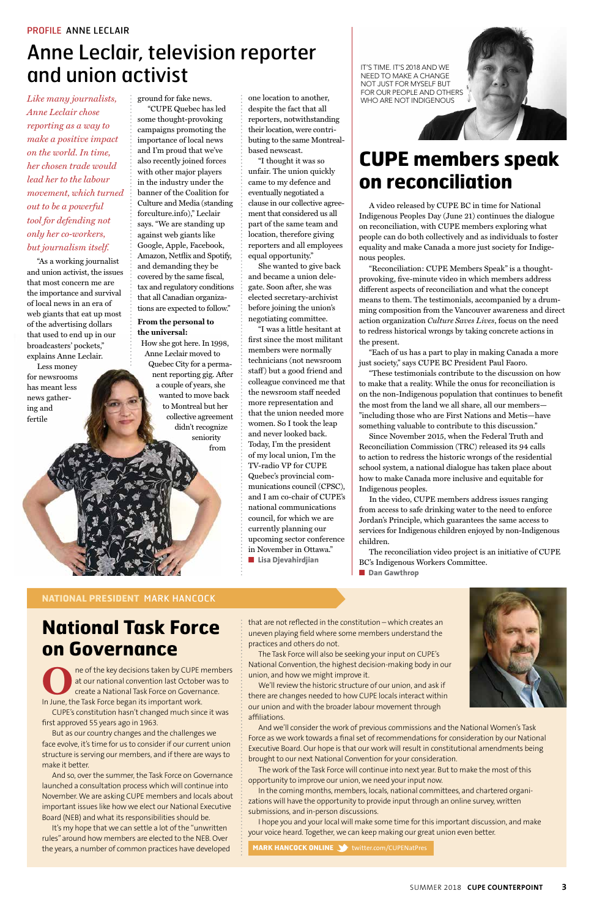PROFILE ANNE LECLAIR

# Anne Leclair, television reporter and union activist

*Like many journalists, Anne Leclair chose reporting as a way to make a positive impact on the world. In time, her chosen trade would lead her to the labour movement, which turned out to be a powerful tool for defending not only her co-workers, but journalism itself.*

"As a working journalist and union activist, the issues that most concern me are the importance and survival of local news in an era of web giants that eat up most of the advertising dollars that used to end up in our broadcasters' pockets," explains Anne Leclair.

Less money for newsrooms has meant less news gathering and fertile ground for fake news.

"CUPE Quebec has led some thought-provoking campaigns promoting the importance of local news and I'm proud that we've also recently joined forces with other major players in the industry under the banner of the Coalition for Culture and Media (standing forculture.info)," Leclair says. "We are standing up against web giants like Google, Apple, Facebook, Amazon, Netflix and Spotify, and demanding they be covered by the same fiscal, tax and regulatory conditions that all Canadian organizations are expected to follow."

**From the personal to the universal:**

How she got here. In 1998, Anne Leclair moved to Quebec City for a permanent reporting gig. After a couple of years, she wanted to move back to Montreal but her collective agreement didn't recognize seniority from one location to another, despite the fact that all reporters, notwithstanding their location, were contributing to the same Montreal-based newscast.

"I thought it was so unfair. The union quickly came to my defence and eventually negotiated a clause in our collective agreement that considered us all part of the same team and location, therefore giving reporters and all employees equal opportunity."

She wanted to give back and became a union delegate. Soon after, she was elected secretary-archivist before joining the union's negotiating committee.

"I was a little hesitant at first since the most militant members were normally technicians (not newsroom staff) but a good friend and colleague convinced me that the newsroom staff needed more representation and that the union needed more women. So I took the leap and never looked back. Today, I'm the president of my local union, I'm the TV-radio VP for CUPE Quebec's provincial communications council (CPSC), and I am co-chair of CUPE's national communications council, for which we are currently planning our upcoming sector conference in November in Ottawa."

■ Lisa Djevahirdjian

IT'S TIME. IT'S 2018 AND WE NEED TO MAKE A CHANGE NOT JUST FOR MYSELF BUT FOR OUR PEOPLE AND OTHERS WHO ARE NOT INDIGENOUS

# CUPE members speak on reconciliation

A video released by CUPE BC in time for National Indigenous Peoples Day (June 21) continues the dialogue on reconciliation, with CUPE members exploring what people can do both collectively and as individuals to foster equality and make Canada a more just society for Indigenous peoples.

"Reconciliation: CUPE Members Speak" is a thought-provoking, five-minute video in which members address different aspects of reconciliation and what the concept means to them. The testimonials, accompanied by a drumming composition from the Vancouver awareness and direct action organization *Culture Saves Lives*, focus on the need to redress historical wrongs by taking concrete actions in the present.

"Each of us has a part to play in making Canada a more just society," says CUPE BC President Paul Faoro.

"These testimonials contribute to the discussion on how to make that a reality. While the onus for reconciliation is on the non-Indigenous population that continues to benefit the most from the land we all share, all our members—"including those who are First Nations and Metis—have something valuable to contribute to this discussion."

Since November 2015, when the Federal Truth and Reconciliation Commission (TRC) released its 94 calls to action to redress the historic wrongs of the residential school system, a national dialogue has taken place about how to make Canada more inclusive and equitable for Indigenous peoples.

In the video, CUPE members address issues ranging from access to safe drinking water to the need to enforce Jordan's Principle, which guarantees the same access to services for Indigenous children enjoyed by non-Indigenous children.

The reconciliation video project is an initiative of CUPE BC's Indigenous Workers Committee.

■ Dan Gawthrop

NATIONAL PRESIDENT MARK HANCOCK

# National Task Force on Governance

One of the key decisions taken by CUPE members at our national convention last October was to create a National Task Force on Governance. In June, the Task Force began its important work.

CUPE's constitution hasn't changed much since it was first approved 55 years ago in 1963.

But as our country changes and the challenges we face evolve, it's time for us to consider if our current union structure is serving our members, and if there are ways to make it better.

And so, over the summer, the Task Force on Governance launched a consultation process which will continue into November. We are asking CUPE members and locals about important issues like how we elect our National Executive Board (NEB) and what its responsibilities should be.

It's my hope that we can settle a lot of the "unwritten rules" around how members are elected to the NEB. Over the years, a number of common practices have developed that are not reflected in the constitution – which creates an uneven playing field where some members understand the practices and others do not.

The Task Force will also be seeking your input on CUPE's National Convention, the highest decision-making body in our union, and how we might improve it.

We'll review the historic structure of our union, and ask if there are changes needed to how CUPE locals interact within our union and with the broader labour movement through affiliations.

And we'll consider the work of previous commissions and the National Women's Task Force as we work towards a final set of recommendations for consideration by our National Executive Board. Our hope is that our work will result in constitutional amendments being brought to our next National Convention for your consideration.

The work of the Task Force will continue into next year. But to make the most of this opportunity to improve our union, we need your input now.

In the coming months, members, locals, national committees, and chartered organizations will have the opportunity to provide input through an online survey, written submissions, and in-person discussions.

I hope you and your local will make some time for this important discussion, and make your voice heard. Together, we can keep making our great union even better.

**MARK HANCOCK ONLINE** twitter.com/CUPENatPres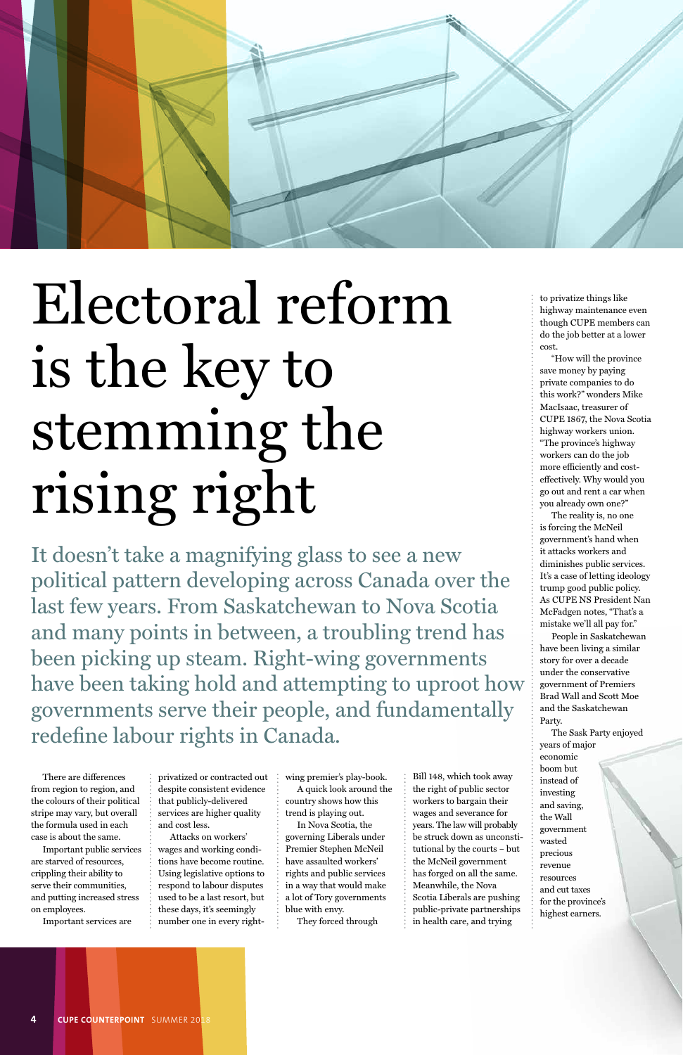# Electoral reform is the key to stemming the rising right

It doesn't take a magnifying glass to see a new political pattern developing across Canada over the last few years. From Saskatchewan to Nova Scotia and many points in between, a troubling trend has been picking up steam. Right-wing governments have been taking hold and attempting to uproot how governments serve their people, and fundamentally redefine labour rights in Canada.

There are differences from region to region, and the colours of their political stripe may vary, but overall the formula used in each case is about the same.

Important public services are starved of resources, crippling their ability to serve their communities, and putting increased stress on employees.

Important services are privatized or contracted out despite consistent evidence that publicly-delivered services are higher quality and cost less.

Attacks on workers' wages and working conditions have become routine. Using legislative options to respond to labour disputes used to be a last resort, but these days, it's seemingly number one in every right-wing premier's play-book.

A quick look around the country shows how this trend is playing out.

In Nova Scotia, the governing Liberals under Premier Stephen McNeil have assaulted workers' rights and public services in a way that would make a lot of Tory governments blue with envy.

They forced through Bill 148, which took away the right of public sector workers to bargain their wages and severance for years. The law will probably be struck down as unconstitutional by the courts – but the McNeil government has forged on all the same. Meanwhile, the Nova Scotia Liberals are pushing public-private partnerships in health care, and trying to privatize things like highway maintenance even though CUPE members can do the job better at a lower cost.

"How will the province save money by paying private companies to do this work?" wonders Mike MacIsaac, treasurer of CUPE 1867, the Nova Scotia highway workers union. "The province's highway workers can do the job more efficiently and cost-effectively. Why would you go out and rent a car when you already own one?"

The reality is, no one is forcing the McNeil government's hand when it attacks workers and diminishes public services. It's a case of letting ideology trump good public policy. As CUPE NS President Nan McFadgen notes, "That's a mistake we'll all pay for."

People in Saskatchewan have been living a similar story for over a decade under the conservative government of Premiers Brad Wall and Scott Moe and the Saskatchewan Party.

The Sask Party enjoyed years of major economic boom but instead of investing and saving, the Wall government wasted precious revenue resources and cut taxes for the province's highest earners.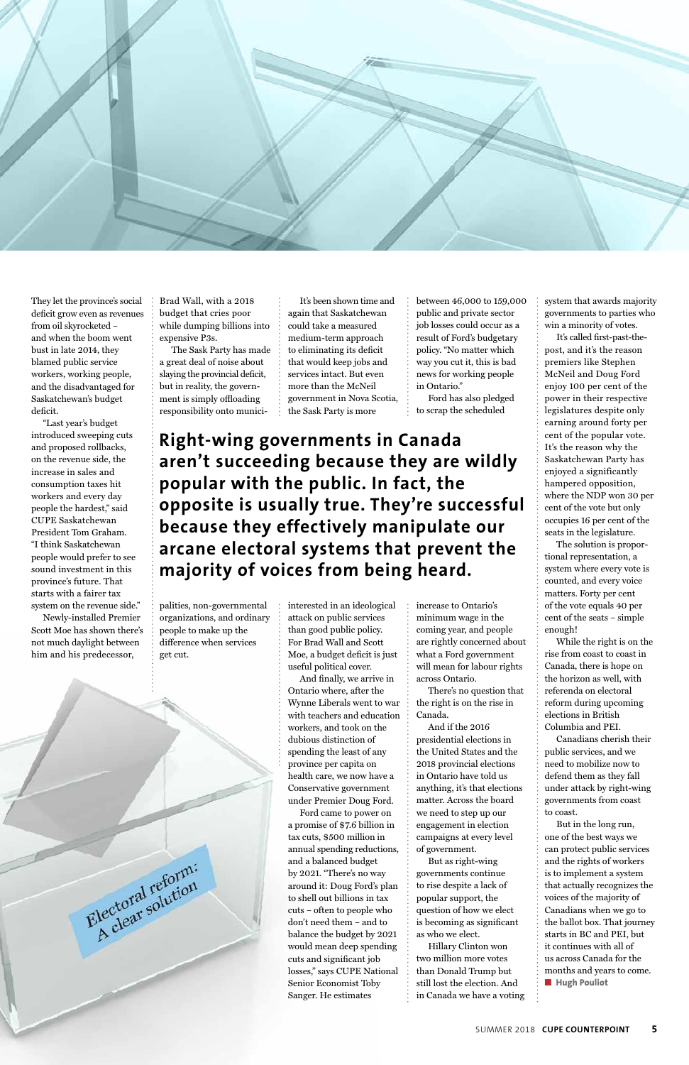They let the province's social deficit grow even as revenues from oil skyrocketed – and when the boom went bust in late 2014, they blamed public service workers, working people, and the disadvantaged for Saskatchewan's budget deficit.

"Last year's budget introduced sweeping cuts and proposed rollbacks, on the revenue side, the increase in sales and consumption taxes hit workers and every day people the hardest," said CUPE Saskatchewan President Tom Graham. "I think Saskatchewan people would prefer to see sound investment in this province's future. That starts with a fairer tax system on the revenue side."

Newly-installed Premier Scott Moe has shown there's not much daylight between him and his predecessor, Brad Wall, with a 2018 budget that cries poor while dumping billions into expensive P3s.

The Sask Party has made a great deal of noise about slaying the provincial deficit, but in reality, the government is simply offloading responsibility onto municipalities, non-governmental organizations, and ordinary people to make up the difference when services get cut.

It's been shown time and again that Saskatchewan could take a measured medium-term approach to eliminating its deficit that would keep jobs and services intact. But even more than the McNeil government in Nova Scotia, the Sask Party is more interested in an ideological attack on public services than good public policy. For Brad Wall and Scott Moe, a budget deficit is just useful political cover.

And finally, we arrive in Ontario where, after the Wynne Liberals went to war with teachers and education workers, and took on the dubious distinction of spending the least of any province per capita on health care, we now have a Conservative government under Premier Doug Ford.

Ford came to power on a promise of $7.6 billion in tax cuts, $500 million in annual spending reductions, and a balanced budget by 2021. "There's no way around it: Doug Ford's plan to shell out billions in tax cuts – often to people who don't need them – and to balance the budget by 2021 would mean deep spending cuts and significant job losses," says CUPE National Senior Economist Toby Sanger. He estimates between 46,000 to 159,000 public and private sector job losses could occur as a result of Ford's budgetary policy. "No matter which way you cut it, this is bad news for working people in Ontario."

Ford has also pledged to scrap the scheduled increase to Ontario's minimum wage in the coming year, and people are rightly concerned about what a Ford government will mean for labour rights across Ontario.

**Right-wing governments in Canada aren't succeeding because they are wildly popular with the public. In fact, the opposite is usually true. They're successful because they effectively manipulate our arcane electoral systems that prevent the majority of voices from being heard.**

There's no question that the right is on the rise in Canada.

And if the 2016 presidential elections in the United States and the 2018 provincial elections in Ontario have told us anything, it's that elections matter. Across the board we need to step up our engagement in election campaigns at every level of government.

But as right-wing governments continue to rise despite a lack of popular support, the question of how we elect is becoming as significant as who we elect.

Hillary Clinton won two million more votes than Donald Trump but still lost the election. And in Canada we have a voting system that awards majority governments to parties who win a minority of votes.

It's called first-past-the-post, and it's the reason premiers like Stephen McNeil and Doug Ford enjoy 100 per cent of the power in their respective legislatures despite only earning around forty per cent of the popular vote. It's the reason why the Saskatchewan Party has enjoyed a significantly hampered opposition, where the NDP won 30 per cent of the vote but only occupies 16 per cent of the seats in the legislature.

The solution is proportional representation, a system where every vote is counted, and every voice matters. Forty per cent of the vote equals 40 per cent of the seats – simple enough!

While the right is on the rise from coast to coast in Canada, there is hope on the horizon as well, with referenda on electoral reform during upcoming elections in British Columbia and PEI.

Canadians cherish their public services, and we need to mobilize now to defend them as they fall under attack by right-wing governments from coast to coast.

But in the long run, one of the best ways we can protect public services and the rights of workers is to implement a system that actually recognizes the voices of the majority of Canadians when we go to the ballot box. That journey starts in BC and PEI, but it continues with all of us across Canada for the months and years to come.

■ **Hugh Pouliot**

Electoral reform: A clear solution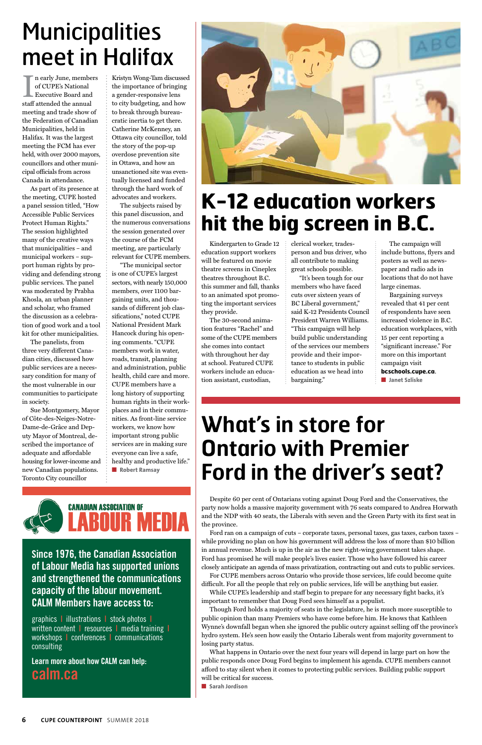# Municipalities meet in Halifax

In early June, members of CUPE's National Executive Board and staff attended the annual meeting and trade show of the Federation of Canadian Municipalities, held in Halifax. It was the largest meeting the FCM has ever held, with over 2000 mayors, councillors and other municipal officials from across Canada in attendance.

As part of its presence at the meeting, CUPE hosted a panel session titled, "How Accessible Public Services Protect Human Rights." The session highlighted many of the creative ways that municipalities – and municipal workers – support human rights by providing and defending strong public services. The panel was moderated by Prabha Khosla, an urban planner and scholar, who framed the discussion as a celebration of good work and a tool kit for other municipalities.

The panelists, from three very different Canadian cities, discussed how public services are a necessary condition for many of the most vulnerable in our communities to participate in society.

Sue Montgomery, Mayor of Côte-des-Neiges-Notre-Dame-de-Grâce and Deputy Mayor of Montreal, described the importance of adequate and affordable housing for lower-income and new Canadian populations. Toronto City councillor Kristyn Wong-Tam discussed the importance of bringing a gender-responsive lens to city budgeting, and how to break through bureaucratic inertia to get there. Catherine McKenney, an Ottawa city councillor, told the story of the pop-up overdose prevention site in Ottawa, and how an unsanctioned site was eventually licensed and funded through the hard work of advocates and workers.

The subjects raised by this panel discussion, and the numerous conversations the session generated over the course of the FCM meeting, are particularly relevant for CUPE members.

"The municipal sector is one of CUPE's largest sectors, with nearly 150,000 members, over 1100 bargaining units, and thousands of different job classifications," noted CUPE National President Mark Hancock during his opening comments. "CUPE members work in water, roads, transit, planning and administration, public health, child care and more. CUPE members have a long history of supporting human rights in their workplaces and in their communities. As front-line service workers, we know how important strong public services are in making sure everyone can live a safe, healthy and productive life."

■ Robert Ramsay

# K-12 education workers hit the big screen in B.C.

Kindergarten to Grade 12 education support workers will be featured on movie theatre screens in Cineplex theatres throughout B.C. this summer and fall, thanks to an animated spot promoting the important services they provide.

The 30-second animation features "Rachel" and some of the CUPE members she comes into contact with throughout her day at school. Featured CUPE workers include an education assistant, custodian, clerical worker, tradesperson and bus driver, who all contribute to making great schools possible.

"It's been tough for our members who have faced cuts over sixteen years of BC Liberal government," said K-12 Presidents Council President Warren Williams. "This campaign will help build public understanding of the services our members provide and their importance to students in public education as we head into bargaining."

The campaign will include buttons, flyers and posters as well as newspaper and radio ads in locations that do not have large cinemas.

Bargaining surveys revealed that 41 per cent of respondents have seen increased violence in B.C. education workplaces, with 15 per cent reporting a "significant increase." For more on this important campaign visit **bcschools.cupe.ca**.

■ Janet Szliske

# What's in store for Ontario with Premier Ford in the driver's seat?

Despite 60 per cent of Ontarians voting against Doug Ford and the Conservatives, the party now holds a massive majority government with 76 seats compared to Andrea Horwath and the NDP with 40 seats, the Liberals with seven and the Green Party with its first seat in the province.

Ford ran on a campaign of cuts – corporate taxes, personal taxes, gas taxes, carbon taxes – while providing no plan on how his government will address the loss of more than $10 billion in annual revenue. Much is up in the air as the new right-wing government takes shape. Ford has promised he will make people's lives easier. Those who have followed his career closely anticipate an agenda of mass privatization, contracting out and cuts to public services.

For CUPE members across Ontario who provide those services, life could become quite difficult. For all the people that rely on public services, life will be anything but easier.

While CUPE's leadership and staff begin to prepare for any necessary fight backs, it's important to remember that Doug Ford sees himself as a populist.

Though Ford holds a majority of seats in the legislature, he is much more susceptible to public opinion than many Premiers who have come before him. He knows that Kathleen Wynne's downfall began when she ignored the public outcry against selling off the province's hydro system. He's seen how easily the Ontario Liberals went from majority government to losing party status.

What happens in Ontario over the next four years will depend in large part on how the public responds once Doug Ford begins to implement his agenda. CUPE members cannot afford to stay silent when it comes to protecting public services. Building public support will be critical for success.

■ Sarah Jordison

---

**CANADIAN ASSOCIATION OF LABOUR MEDIA**

**Since 1976, the Canadian Association of Labour Media has supported unions and strengthened the communications capacity of the labour movement. CALM Members have access to:**

graphics | illustrations | stock photos | written content | resources | media training | workshops | conferences | communications consulting

**Learn more about how CALM can help:**

**calm.ca**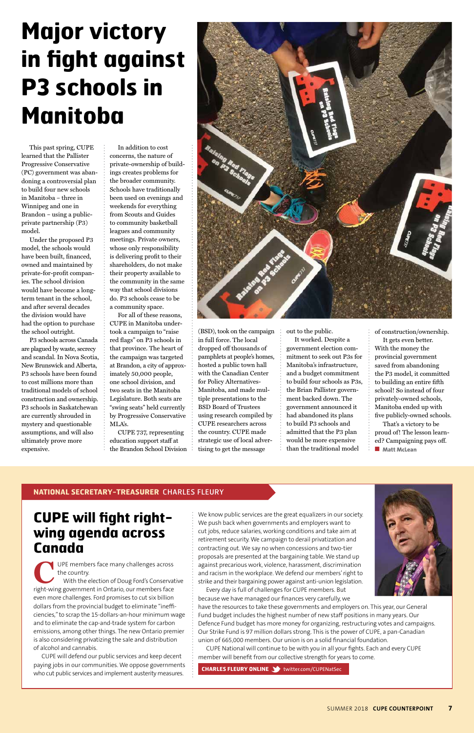᠎# Major victory in fight against P3 schools in Manitoba

This past spring, CUPE learned that the Pallister Progressive Conservative (PC) government was abandoning a controversial plan to build four new schools in Manitoba – three in Winnipeg and one in Brandon – using a public-private partnership (P3) model.

Under the proposed P3 model, the schools would have been built, financed, owned and maintained by private-for-profit companies. The school division would have become a long-term tenant in the school, and after several decades the division would have had the option to purchase the school outright.

P3 schools across Canada are plagued by waste, secrecy and scandal. In Nova Scotia, New Brunswick and Alberta, P3 schools have been found to cost millions more than traditional models of school construction and ownership. P3 schools in Saskatchewan are currently shrouded in mystery and questionable assumptions, and will also ultimately prove more expensive.

In addition to cost concerns, the nature of private-ownership of buildings creates problems for the broader community. Schools have traditionally been used on evenings and weekends for everything from Scouts and Guides to community basketball leagues and community meetings. Private owners, whose only responsibility is delivering profit to their shareholders, do not make their property available to the community in the same way that school divisions do. P3 schools cease to be a community space.

For all of these reasons, CUPE in Manitoba undertook a campaign to "raise red flags" on P3 schools in that province. The heart of the campaign was targeted at Brandon, a city of approximately 50,000 people, one school division, and two seats in the Manitoba Legislature. Both seats are "swing seats" held currently by Progressive Conservative MLA's.

CUPE 737, representing education support staff at the Brandon School Division (BSD), took on the campaign in full force. The local dropped off thousands of pamphlets at people's homes, hosted a public town hall with the Canadian Center for Policy Alternatives-Manitoba, and made multiple presentations to the BSD Board of Trustees using research compiled by CUPE researchers across the country. CUPE made strategic use of local advertising to get the message out to the public.

It worked. Despite a government election commitment to seek out P3s for Manitoba's infrastructure, and a budget commitment to build four schools as P3s, the Brian Pallister government backed down. The government announced it had abandoned its plans to build P3 schools and admitted that the P3 plan would be more expensive than the traditional model of construction/ownership.

It gets even better. With the money the provincial government saved from abandoning the P3 model, it committed to building an entire fifth school! So instead of four privately-owned schools, Manitoba ended up with five publicly-owned schools.

That's a victory to be proud of! The lesson learned? Campaigning pays off.

■ **Matt McLean**

---

**NATIONAL SECRETARY-TREASURER** CHARLES FLEURY

## CUPE will fight right-wing agenda across Canada

CUPE members face many challenges across the country.

With the election of Doug Ford's Conservative right-wing government in Ontario, our members face even more challenges. Ford promises to cut six billion dollars from the provincial budget to eliminate "inefficiencies," to scrap the 15-dollars-an-hour minimum wage and to eliminate the cap-and-trade system for carbon emissions, among other things. The new Ontario premier is also considering privatizing the sale and distribution of alcohol and cannabis.

CUPE will defend our public services and keep decent paying jobs in our communities. We oppose governments who cut public services and implement austerity measures. We know public services are the great equalizers in our society. We push back when governments and employers want to cut jobs, reduce salaries, working conditions and take aim at retirement security. We campaign to derail privatization and contracting out. We say no when concessions and two-tier proposals are presented at the bargaining table. We stand up against precarious work, violence, harassment, discrimination and racism in the workplace. We defend our members' right to strike and their bargaining power against anti-union legislation.

Every day is full of challenges for CUPE members. But because we have managed our finances very carefully, we have the resources to take these governments and employers on. This year, our General Fund budget includes the highest number of new staff positions in many years. Our Defence Fund budget has more money for organizing, restructuring votes and campaigns. Our Strike Fund is 97 million dollars strong. This is the power of CUPE, a pan-Canadian union of 665,000 members. Our union is on a solid financial foundation.

CUPE National will continue to be with you in all your fights. Each and every CUPE member will benefit from our collective strength for years to come.

**CHARLES FLEURY ONLINE** twitter.com/CUPENatSec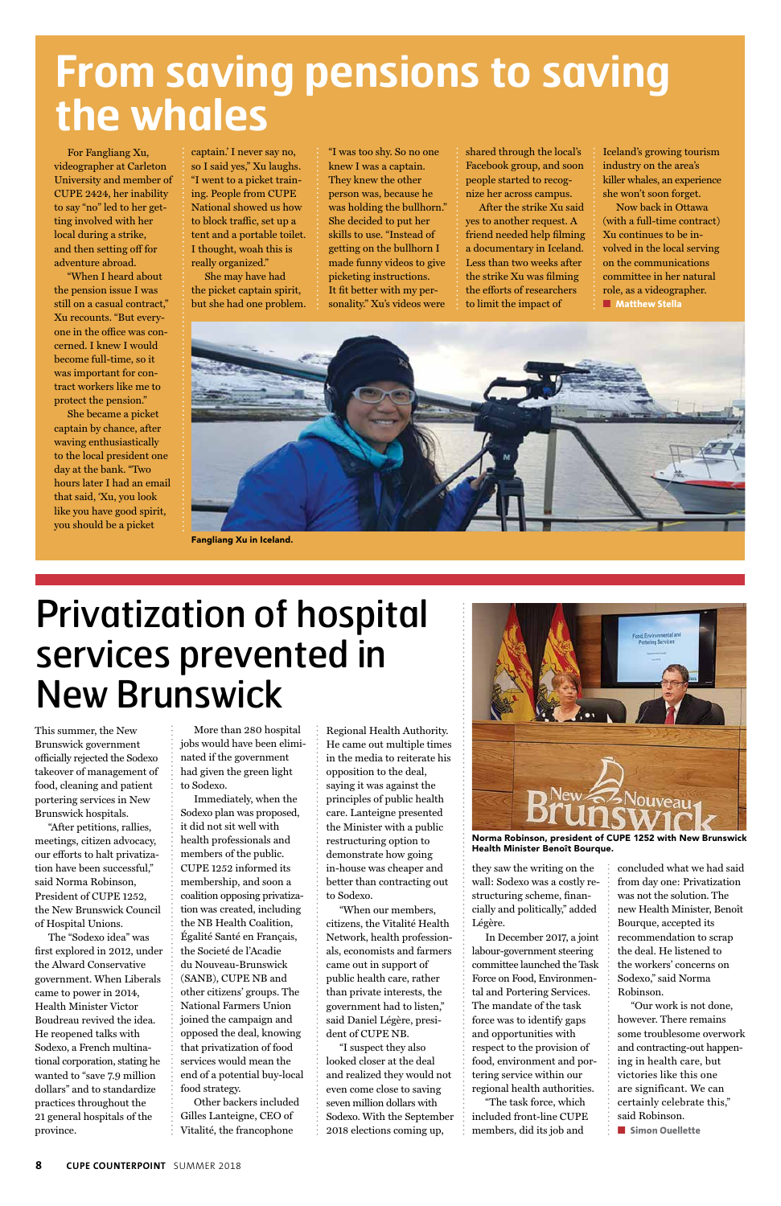# From saving pensions to saving the whales

For Fangliang Xu, videographer at Carleton University and member of CUPE 2424, her inability to say "no" led to her getting involved with her local during a strike, and then setting off for adventure abroad.

"When I heard about the pension issue I was still on a casual contract," Xu recounts. "But everyone in the office was concerned. I knew I would become full-time, so it was important for contract workers like me to protect the pension."

She became a picket captain by chance, after waving enthusiastically to the local president one day at the bank. "Two hours later I had an email that said, 'Xu, you look like you have good spirit, you should be a picket captain.' I never say no, so I said yes," Xu laughs. "I went to a picket training. People from CUPE National showed us how to block traffic, set up a tent and a portable toilet. I thought, woah this is really organized."

She may have had the picket captain spirit, but she had one problem. "I was too shy. So no one knew I was a captain. They knew the other person was, because he was holding the bullhorn." She decided to put her skills to use. "Instead of getting on the bullhorn I made funny videos to give picketing instructions. It fit better with my personality." Xu's videos were shared through the local's Facebook group, and soon people started to recognize her across campus.

After the strike Xu said yes to another request. A friend needed help filming a documentary in Iceland. Less than two weeks after the strike Xu was filming the efforts of researchers to limit the impact of Iceland's growing tourism industry on the area's killer whales, an experience she won't soon forget.

Now back in Ottawa (with a full-time contract) Xu continues to be involved in the local serving on the communications committee in her natural role, as a videographer.

**Matthew Stella**

Fangliang Xu in Iceland.

# Privatization of hospital services prevented in New Brunswick

This summer, the New Brunswick government officially rejected the Sodexo takeover of management of food, cleaning and patient portering services in New Brunswick hospitals.

"After petitions, rallies, meetings, citizen advocacy, our efforts to halt privatization have been successful," said Norma Robinson, President of CUPE 1252, the New Brunswick Council of Hospital Unions.

The "Sodexo idea" was first explored in 2012, under the Alward Conservative government. When Liberals came to power in 2014, Health Minister Victor Boudreau revived the idea. He reopened talks with Sodexo, a French multinational corporation, stating he wanted to "save 7.9 million dollars" and to standardize practices throughout the 21 general hospitals of the province.

More than 280 hospital jobs would have been eliminated if the government had given the green light to Sodexo.

Immediately, when the Sodexo plan was proposed, it did not sit well with health professionals and members of the public. CUPE 1252 informed its membership, and soon a coalition opposing privatization was created, including the NB Health Coalition, Égalité Santé en Français, the Societé de l'Acadie du Nouveau-Brunswick (SANB), CUPE NB and other citizens' groups. The National Farmers Union joined the campaign and opposed the deal, knowing that privatization of food services would mean the end of a potential buy-local food strategy.

Other backers included Gilles Lanteigne, CEO of Vitalité, the francophone Regional Health Authority. He came out multiple times in the media to reiterate his opposition to the deal, saying it was against the principles of public health care. Lanteigne presented the Minister with a public restructuring option to demonstrate how going in-house was cheaper and better than contracting out to Sodexo.

"When our members, citizens, the Vitalité Health Network, health professionals, economists and farmers came out in support of public health care, rather than private interests, the government had to listen," said Daniel Légère, president of CUPE NB.

"I suspect they also looked closer at the deal and realized they would not even come close to saving seven million dollars with Sodexo. With the September 2018 elections coming up, they saw the writing on the wall: Sodexo was a costly restructuring scheme, financially and politically," added Légère.

In December 2017, a joint labour-government steering committee launched the Task Force on Food, Environmental and Portering Services. The mandate of the task force was to identify gaps and opportunities with respect to the provision of food, environment and portering service within our regional health authorities.

"The task force, which included front-line CUPE members, did its job and concluded what we had said from day one: Privatization was not the solution. The new Health Minister, Benoît Bourque, accepted its recommendation to scrap the deal. He listened to the workers' concerns on Sodexo," said Norma Robinson.

"Our work is not done, however. There remains some troublesome overwork and contracting-out happening in health care, but victories like this one are significant. We can certainly celebrate this," said Robinson.

**Simon Ouellette**

Norma Robinson, president of CUPE 1252 with New Brunswick Health Minister Benoît Bourque.